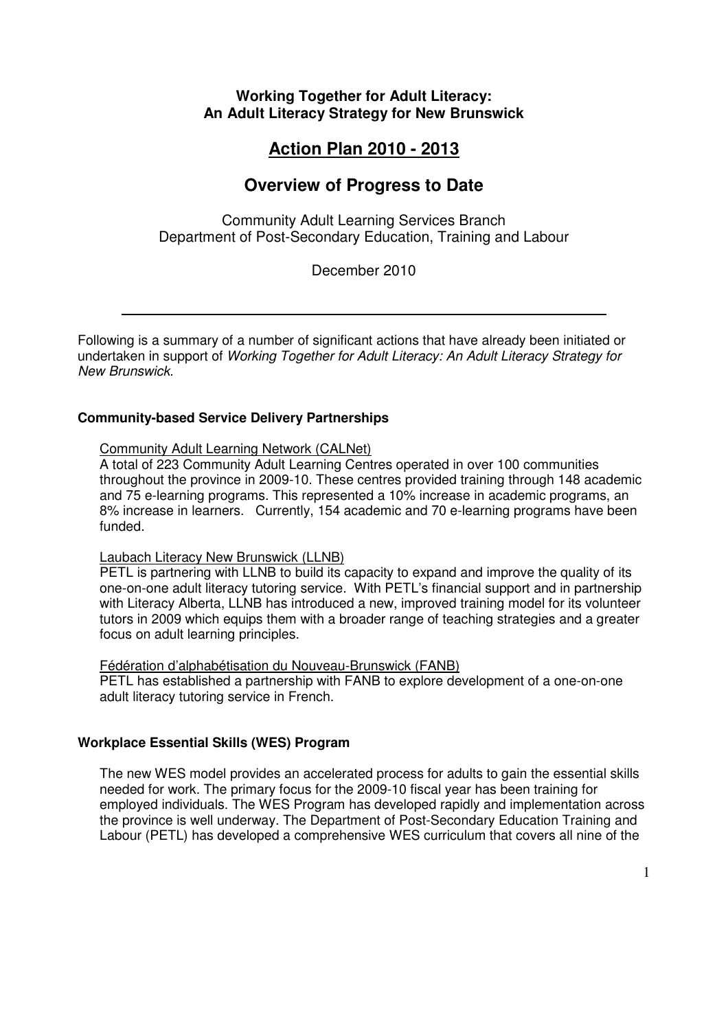**Working Together for Adult Literacy:**
**An Adult Literacy Strategy for New Brunswick**

# Action Plan 2010 - 2013

## Overview of Progress to Date

Community Adult Learning Services Branch
Department of Post-Secondary Education, Training and Labour

December 2010

---

Following is a summary of a number of significant actions that have already been initiated or undertaken in support of *Working Together for Adult Literacy: An Adult Literacy Strategy for New Brunswick*.

### Community-based Service Delivery Partnerships

Community Adult Learning Network (CALNet)

A total of 223 Community Adult Learning Centres operated in over 100 communities throughout the province in 2009-10. These centres provided training through 148 academic and 75 e-learning programs. This represented a 10% increase in academic programs, an 8% increase in learners. Currently, 154 academic and 70 e-learning programs have been funded.

Laubach Literacy New Brunswick (LLNB)

PETL is partnering with LLNB to build its capacity to expand and improve the quality of its one-on-one adult literacy tutoring service. With PETL's financial support and in partnership with Literacy Alberta, LLNB has introduced a new, improved training model for its volunteer tutors in 2009 which equips them with a broader range of teaching strategies and a greater focus on adult learning principles.

Fédération d'alphabétisation du Nouveau-Brunswick (FANB)

PETL has established a partnership with FANB to explore development of a one-on-one adult literacy tutoring service in French.

### Workplace Essential Skills (WES) Program

The new WES model provides an accelerated process for adults to gain the essential skills needed for work. The primary focus for the 2009-10 fiscal year has been training for employed individuals. The WES Program has developed rapidly and implementation across the province is well underway. The Department of Post-Secondary Education Training and Labour (PETL) has developed a comprehensive WES curriculum that covers all nine of the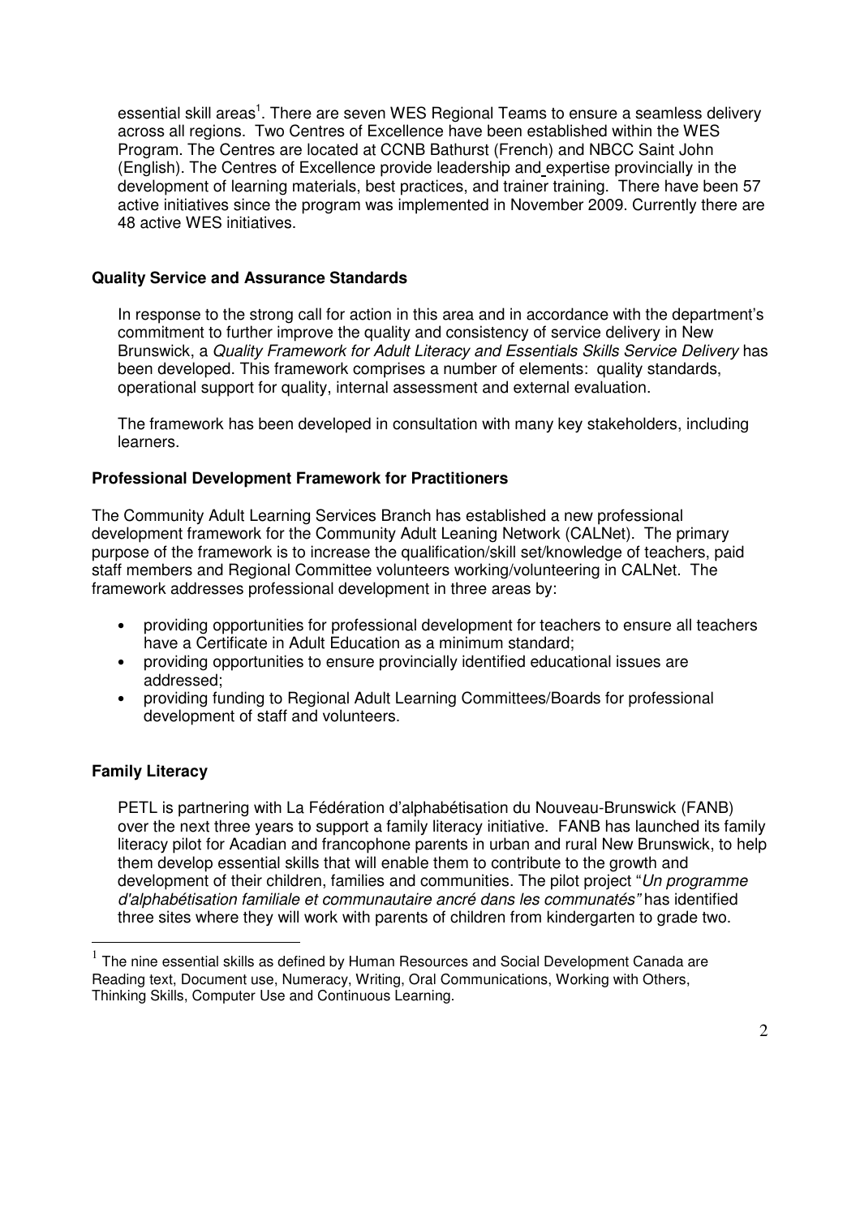essential skill areas[1]. There are seven WES Regional Teams to ensure a seamless delivery across all regions. Two Centres of Excellence have been established within the WES Program. The Centres are located at CCNB Bathurst (French) and NBCC Saint John (English). The Centres of Excellence provide leadership and expertise provincially in the development of learning materials, best practices, and trainer training. There have been 57 active initiatives since the program was implemented in November 2009. Currently there are 48 active WES initiatives.

**Quality Service and Assurance Standards**

In response to the strong call for action in this area and in accordance with the department's commitment to further improve the quality and consistency of service delivery in New Brunswick, a *Quality Framework for Adult Literacy and Essentials Skills Service Delivery* has been developed. This framework comprises a number of elements: quality standards, operational support for quality, internal assessment and external evaluation.

The framework has been developed in consultation with many key stakeholders, including learners.

**Professional Development Framework for Practitioners**

The Community Adult Learning Services Branch has established a new professional development framework for the Community Adult Leaning Network (CALNet). The primary purpose of the framework is to increase the qualification/skill set/knowledge of teachers, paid staff members and Regional Committee volunteers working/volunteering in CALNet. The framework addresses professional development in three areas by:

- providing opportunities for professional development for teachers to ensure all teachers have a Certificate in Adult Education as a minimum standard;
- providing opportunities to ensure provincially identified educational issues are addressed;
- providing funding to Regional Adult Learning Committees/Boards for professional development of staff and volunteers.

**Family Literacy**

PETL is partnering with La Fédération d'alphabétisation du Nouveau-Brunswick (FANB) over the next three years to support a family literacy initiative. FANB has launched its family literacy pilot for Acadian and francophone parents in urban and rural New Brunswick, to help them develop essential skills that will enable them to contribute to the growth and development of their children, families and communities. The pilot project "*Un programme d'alphabétisation familiale et communautaire ancré dans les communatés"* has identified three sites where they will work with parents of children from kindergarten to grade two.

---

[1] The nine essential skills as defined by Human Resources and Social Development Canada are Reading text, Document use, Numeracy, Writing, Oral Communications, Working with Others, Thinking Skills, Computer Use and Continuous Learning.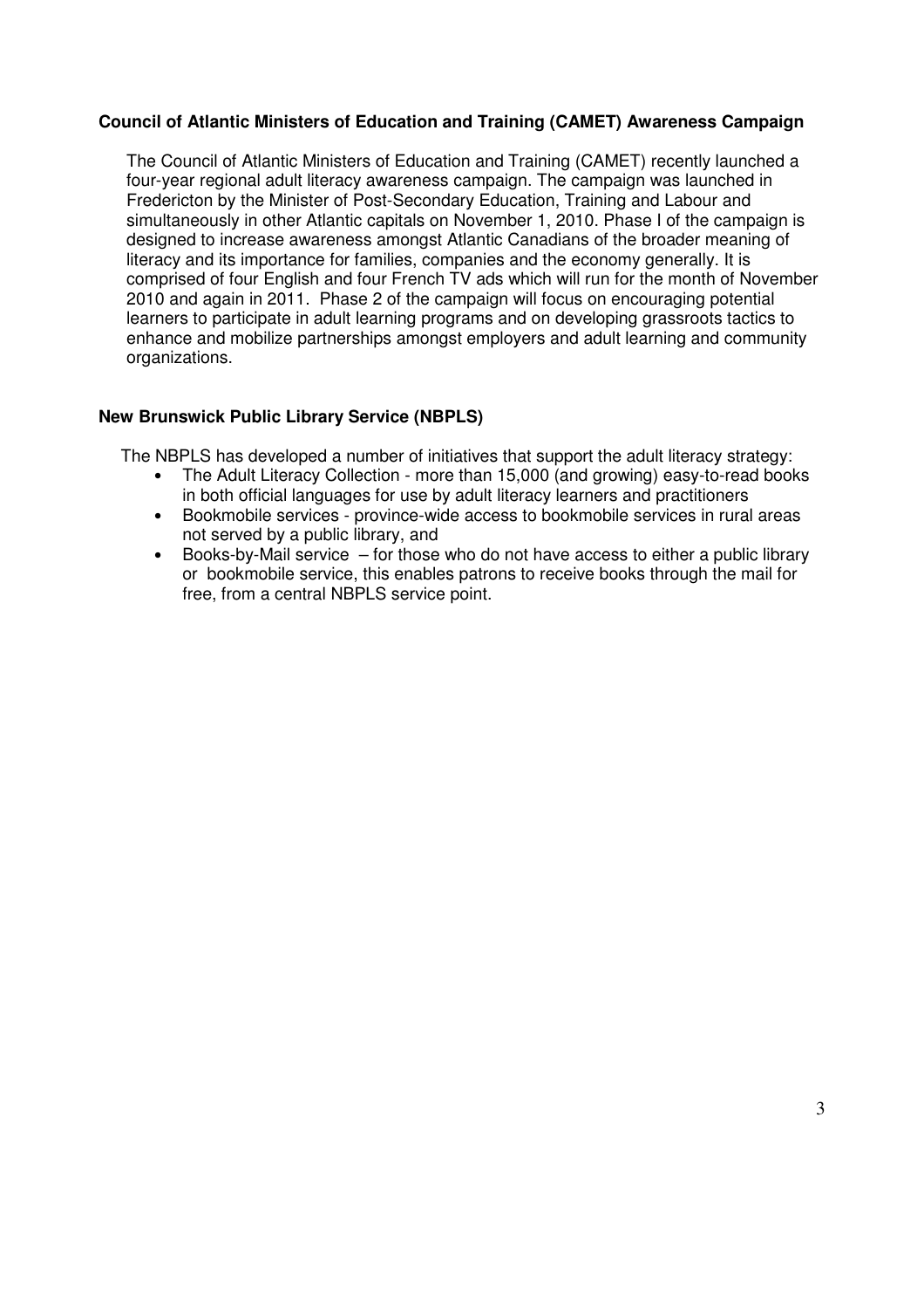**Council of Atlantic Ministers of Education and Training (CAMET) Awareness Campaign**

The Council of Atlantic Ministers of Education and Training (CAMET) recently launched a four-year regional adult literacy awareness campaign. The campaign was launched in Fredericton by the Minister of Post-Secondary Education, Training and Labour and simultaneously in other Atlantic capitals on November 1, 2010. Phase I of the campaign is designed to increase awareness amongst Atlantic Canadians of the broader meaning of literacy and its importance for families, companies and the economy generally. It is comprised of four English and four French TV ads which will run for the month of November 2010 and again in 2011. Phase 2 of the campaign will focus on encouraging potential learners to participate in adult learning programs and on developing grassroots tactics to enhance and mobilize partnerships amongst employers and adult learning and community organizations.

**New Brunswick Public Library Service (NBPLS)**

The NBPLS has developed a number of initiatives that support the adult literacy strategy:

- The Adult Literacy Collection - more than 15,000 (and growing) easy-to-read books in both official languages for use by adult literacy learners and practitioners
- Bookmobile services - province-wide access to bookmobile services in rural areas not served by a public library, and
- Books-by-Mail service – for those who do not have access to either a public library or bookmobile service, this enables patrons to receive books through the mail for free, from a central NBPLS service point.